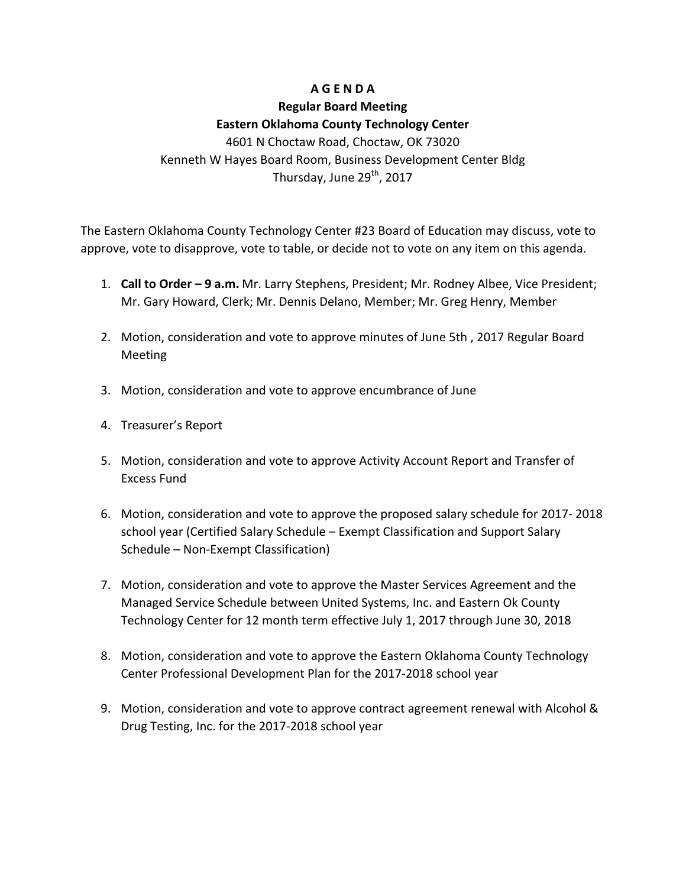# A G E N D A

## Regular Board Meeting

## Eastern Oklahoma County Technology Center

4601 N Choctaw Road, Choctaw, OK 73020
Kenneth W Hayes Board Room, Business Development Center Bldg
Thursday, June 29th, 2017

The Eastern Oklahoma County Technology Center #23 Board of Education may discuss, vote to approve, vote to disapprove, vote to table, or decide not to vote on any item on this agenda.

1. **Call to Order – 9 a.m.** Mr. Larry Stephens, President; Mr. Rodney Albee, Vice President; Mr. Gary Howard, Clerk; Mr. Dennis Delano, Member; Mr. Greg Henry, Member

2. Motion, consideration and vote to approve minutes of June 5th , 2017 Regular Board Meeting

3. Motion, consideration and vote to approve encumbrance of June

4. Treasurer's Report

5. Motion, consideration and vote to approve Activity Account Report and Transfer of Excess Fund

6. Motion, consideration and vote to approve the proposed salary schedule for 2017- 2018 school year (Certified Salary Schedule – Exempt Classification and Support Salary Schedule – Non-Exempt Classification)

7. Motion, consideration and vote to approve the Master Services Agreement and the Managed Service Schedule between United Systems, Inc. and Eastern Ok County Technology Center for 12 month term effective July 1, 2017 through June 30, 2018

8. Motion, consideration and vote to approve the Eastern Oklahoma County Technology Center Professional Development Plan for the 2017-2018 school year

9. Motion, consideration and vote to approve contract agreement renewal with Alcohol & Drug Testing, Inc. for the 2017-2018 school year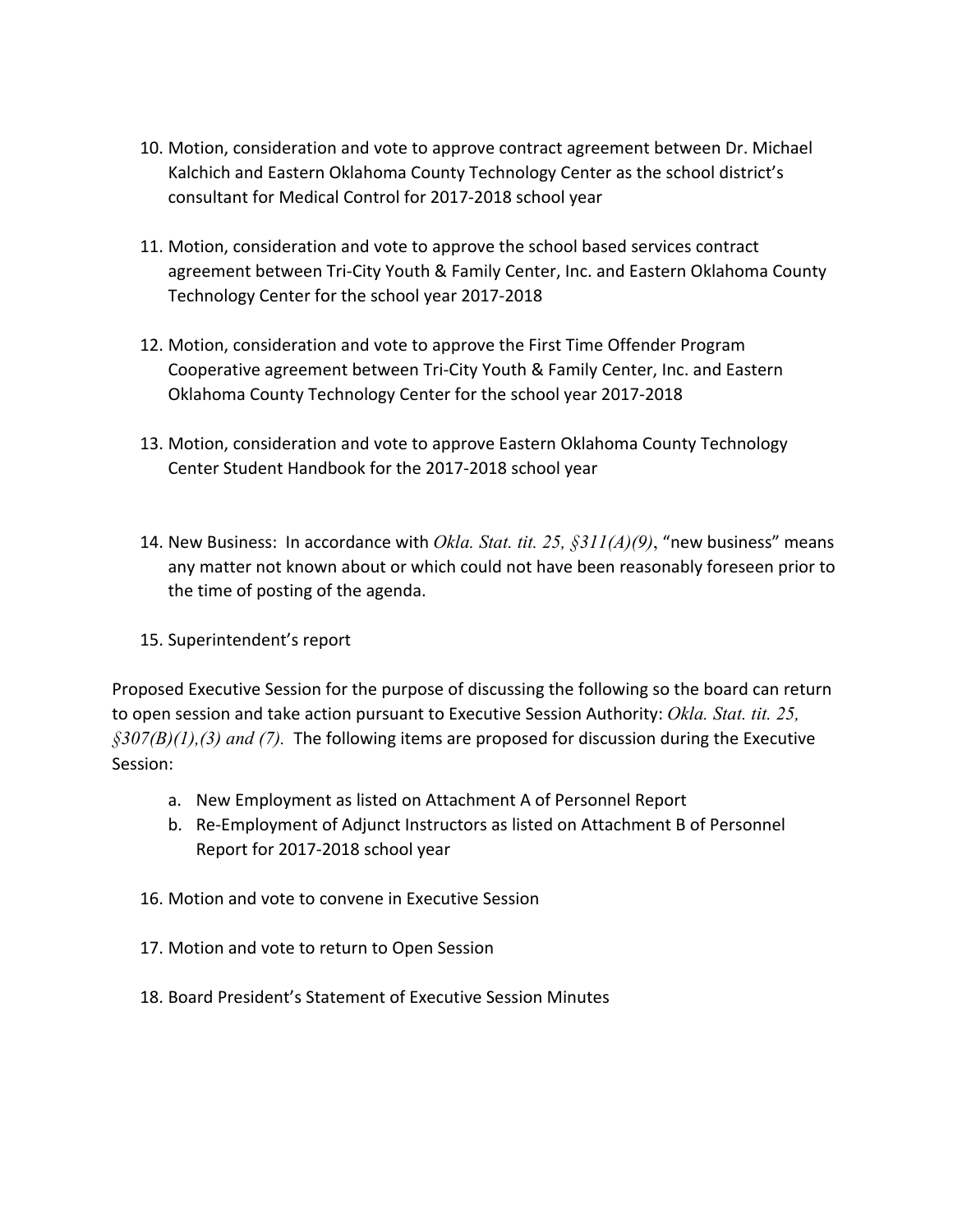10. Motion, consideration and vote to approve contract agreement between Dr. Michael Kalchich and Eastern Oklahoma County Technology Center as the school district's consultant for Medical Control for 2017-2018 school year

11. Motion, consideration and vote to approve the school based services contract agreement between Tri-City Youth & Family Center, Inc. and Eastern Oklahoma County Technology Center for the school year 2017-2018

12. Motion, consideration and vote to approve the First Time Offender Program Cooperative agreement between Tri-City Youth & Family Center, Inc. and Eastern Oklahoma County Technology Center for the school year 2017-2018

13. Motion, consideration and vote to approve Eastern Oklahoma County Technology Center Student Handbook for the 2017-2018 school year

14. New Business: In accordance with *Okla. Stat. tit. 25, §311(A)(9)*, "new business" means any matter not known about or which could not have been reasonably foreseen prior to the time of posting of the agenda.

15. Superintendent's report

Proposed Executive Session for the purpose of discussing the following so the board can return to open session and take action pursuant to Executive Session Authority: *Okla. Stat. tit. 25, §307(B)(1),(3) and (7).* The following items are proposed for discussion during the Executive Session:

a. New Employment as listed on Attachment A of Personnel Report
b. Re-Employment of Adjunct Instructors as listed on Attachment B of Personnel Report for 2017-2018 school year

16. Motion and vote to convene in Executive Session

17. Motion and vote to return to Open Session

18. Board President's Statement of Executive Session Minutes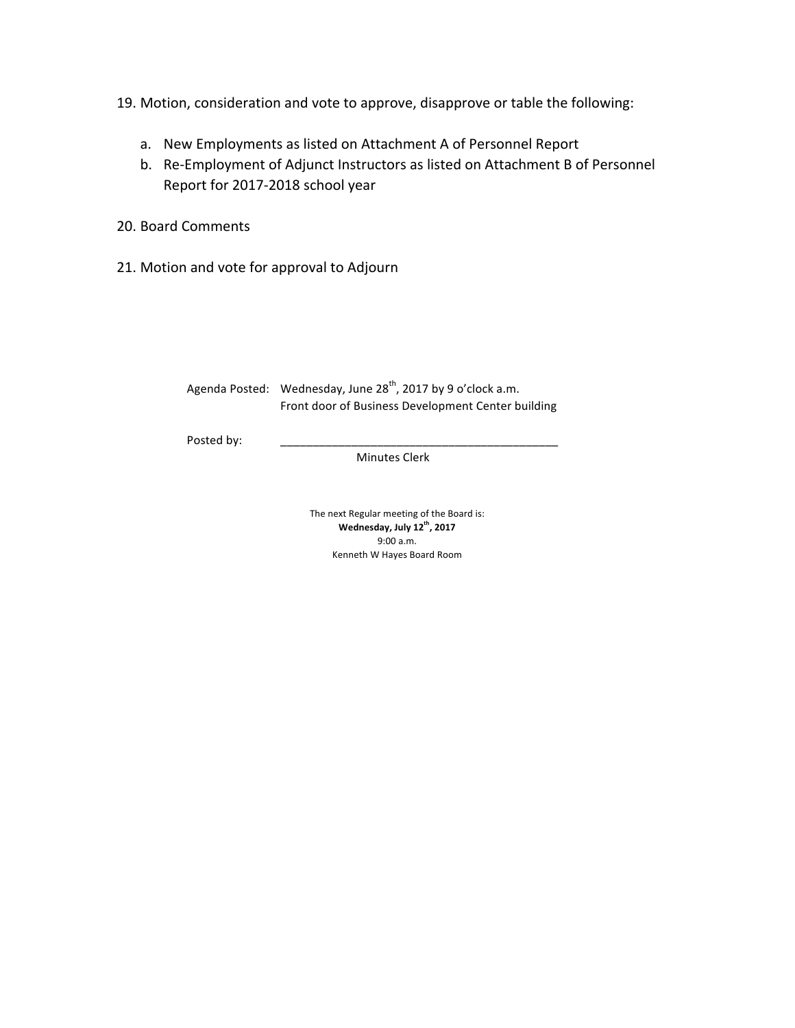19. Motion, consideration and vote to approve, disapprove or table the following:

    a. New Employments as listed on Attachment A of Personnel Report
    b. Re-Employment of Adjunct Instructors as listed on Attachment B of Personnel Report for 2017-2018 school year

20. Board Comments

21. Motion and vote for approval to Adjourn

Agenda Posted: Wednesday, June 28th, 2017 by 9 o'clock a.m.
Front door of Business Development Center building

Posted by: ___________________________________________
Minutes Clerk

The next Regular meeting of the Board is:
**Wednesday, July 12th, 2017**
9:00 a.m.
Kenneth W Hayes Board Room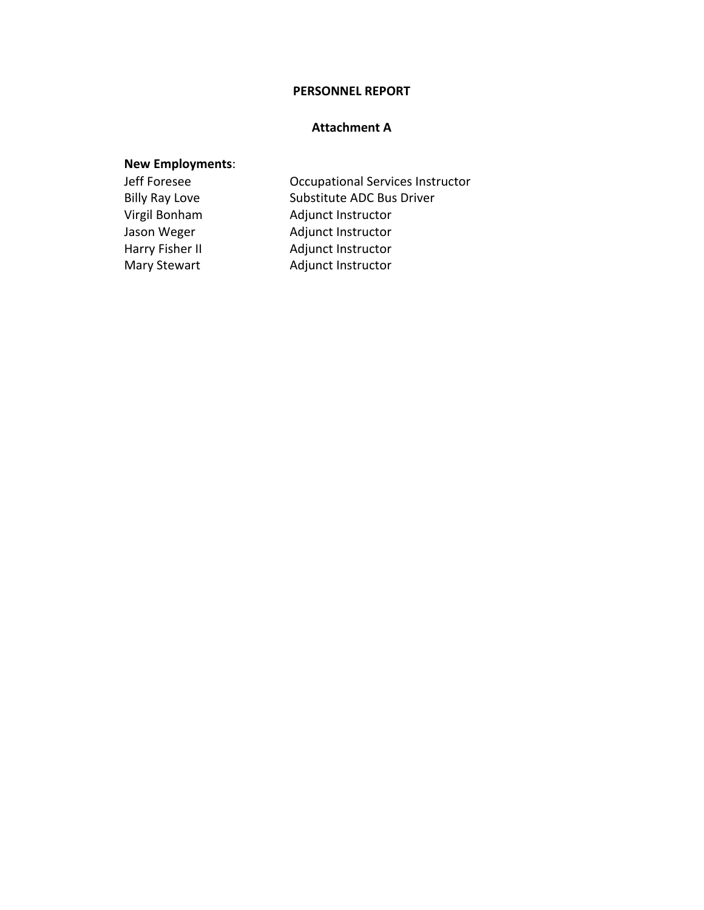# PERSONNEL REPORT

## Attachment A

**New Employments**:

| | |
|---|---|
| Jeff Foresee | Occupational Services Instructor |
| Billy Ray Love | Substitute ADC Bus Driver |
| Virgil Bonham | Adjunct Instructor |
| Jason Weger | Adjunct Instructor |
| Harry Fisher II | Adjunct Instructor |
| Mary Stewart | Adjunct Instructor |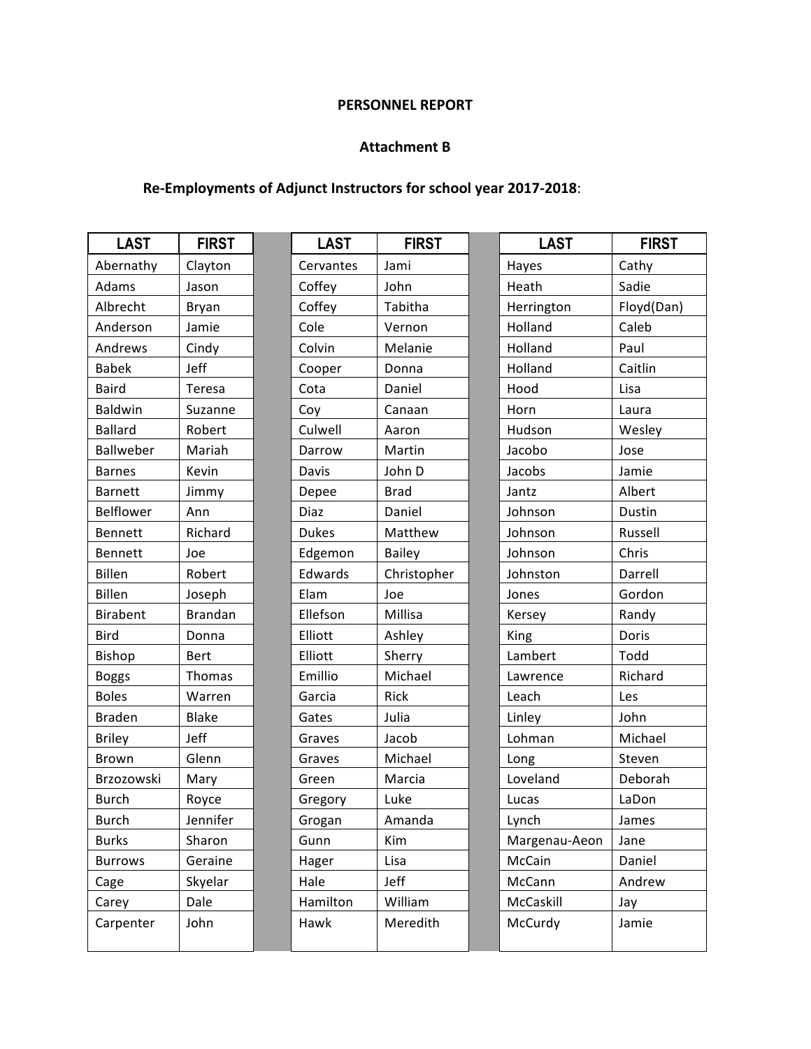**PERSONNEL REPORT**

**Attachment B**

**Re-Employments of Adjunct Instructors for school year 2017-2018**:

| LAST | FIRST |
|---|---|
| Abernathy | Clayton |
| Adams | Jason |
| Albrecht | Bryan |
| Anderson | Jamie |
| Andrews | Cindy |
| Babek | Jeff |
| Baird | Teresa |
| Baldwin | Suzanne |
| Ballard | Robert |
| Ballweber | Mariah |
| Barnes | Kevin |
| Barnett | Jimmy |
| Belflower | Ann |
| Bennett | Richard |
| Bennett | Joe |
| Billen | Robert |
| Billen | Joseph |
| Birabent | Brandan |
| Bird | Donna |
| Bishop | Bert |
| Boggs | Thomas |
| Boles | Warren |
| Braden | Blake |
| Briley | Jeff |
| Brown | Glenn |
| Brzozowski | Mary |
| Burch | Royce |
| Burch | Jennifer |
| Burks | Sharon |
| Burrows | Geraine |
| Cage | Skyelar |
| Carey | Dale |
| Carpenter | John |
| Cervantes | Jami |
| Coffey | John |
| Coffey | Tabitha |
| Cole | Vernon |
| Colvin | Melanie |
| Cooper | Donna |
| Cota | Daniel |
| Coy | Canaan |
| Culwell | Aaron |
| Darrow | Martin |
| Davis | John D |
| Depee | Brad |
| Diaz | Daniel |
| Dukes | Matthew |
| Edgemon | Bailey |
| Edwards | Christopher |
| Elam | Joe |
| Ellefson | Millisa |
| Elliott | Ashley |
| Elliott | Sherry |
| Emillio | Michael |
| Garcia | Rick |
| Gates | Julia |
| Graves | Jacob |
| Graves | Michael |
| Green | Marcia |
| Gregory | Luke |
| Grogan | Amanda |
| Gunn | Kim |
| Hager | Lisa |
| Hale | Jeff |
| Hamilton | William |
| Hawk | Meredith |
| Hayes | Cathy |
| Heath | Sadie |
| Herrington | Floyd(Dan) |
| Holland | Caleb |
| Holland | Paul |
| Holland | Caitlin |
| Hood | Lisa |
| Horn | Laura |
| Hudson | Wesley |
| Jacobo | Jose |
| Jacobs | Jamie |
| Jantz | Albert |
| Johnson | Dustin |
| Johnson | Russell |
| Johnson | Chris |
| Johnston | Darrell |
| Jones | Gordon |
| Kersey | Randy |
| King | Doris |
| Lambert | Todd |
| Lawrence | Richard |
| Leach | Les |
| Linley | John |
| Lohman | Michael |
| Long | Steven |
| Loveland | Deborah |
| Lucas | LaDon |
| Lynch | James |
| Margenau-Aeon | Jane |
| McCain | Daniel |
| McCann | Andrew |
| McCaskill | Jay |
| McCurdy | Jamie |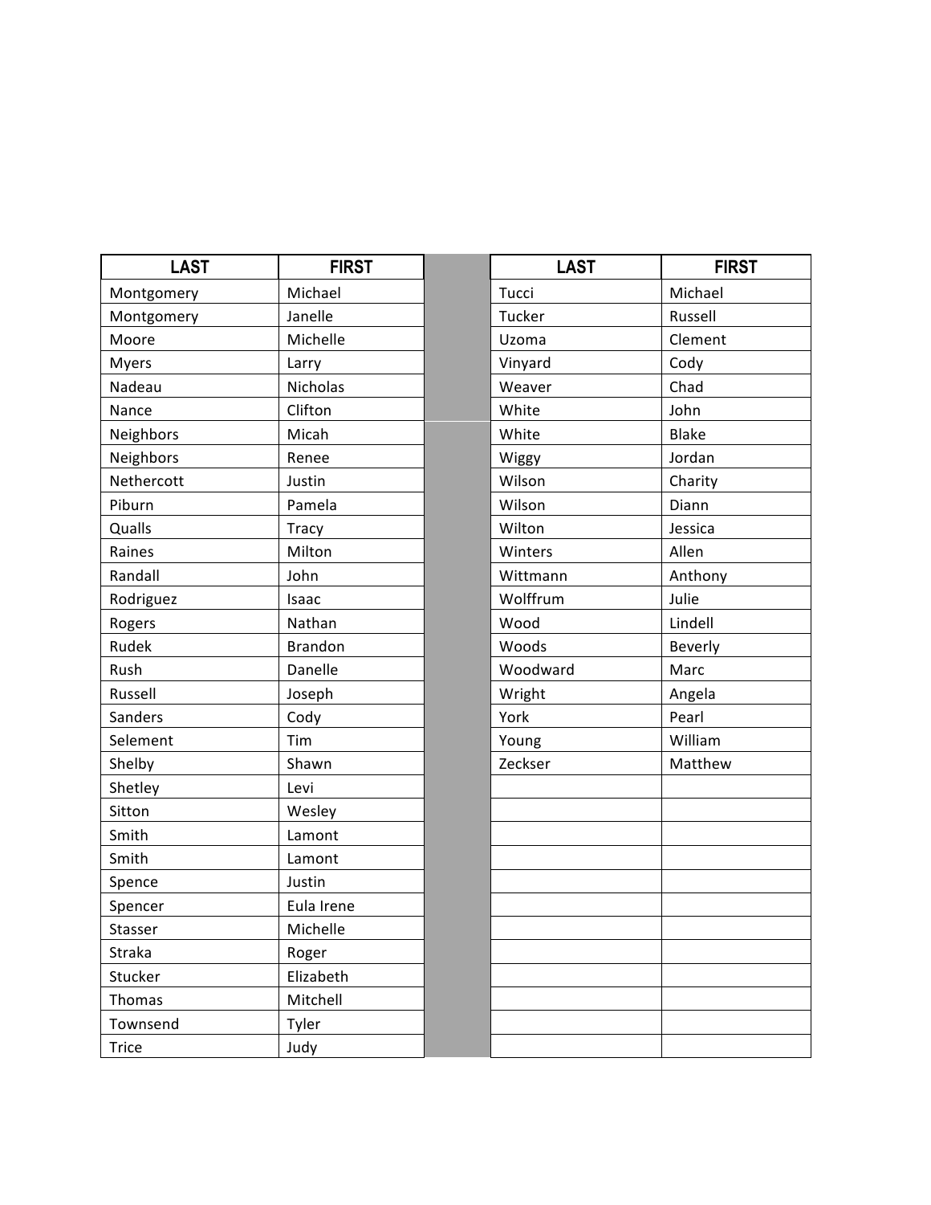| LAST | FIRST |
|---|---|
| Montgomery | Michael |
| Montgomery | Janelle |
| Moore | Michelle |
| Myers | Larry |
| Nadeau | Nicholas |
| Nance | Clifton |
| Neighbors | Micah |
| Neighbors | Renee |
| Nethercott | Justin |
| Piburn | Pamela |
| Qualls | Tracy |
| Raines | Milton |
| Randall | John |
| Rodriguez | Isaac |
| Rogers | Nathan |
| Rudek | Brandon |
| Rush | Danelle |
| Russell | Joseph |
| Sanders | Cody |
| Selement | Tim |
| Shelby | Shawn |
| Shetley | Levi |
| Sitton | Wesley |
| Smith | Lamont |
| Smith | Lamont |
| Spence | Justin |
| Spencer | Eula Irene |
| Stasser | Michelle |
| Straka | Roger |
| Stucker | Elizabeth |
| Thomas | Mitchell |
| Townsend | Tyler |
| Trice | Judy |
| Tucci | Michael |
| Tucker | Russell |
| Uzoma | Clement |
| Vinyard | Cody |
| Weaver | Chad |
| White | John |
| White | Blake |
| Wiggy | Jordan |
| Wilson | Charity |
| Wilson | Diann |
| Wilton | Jessica |
| Winters | Allen |
| Wittmann | Anthony |
| Wolffrum | Julie |
| Wood | Lindell |
| Woods | Beverly |
| Woodward | Marc |
| Wright | Angela |
| York | Pearl |
| Young | William |
| Zeckser | Matthew |